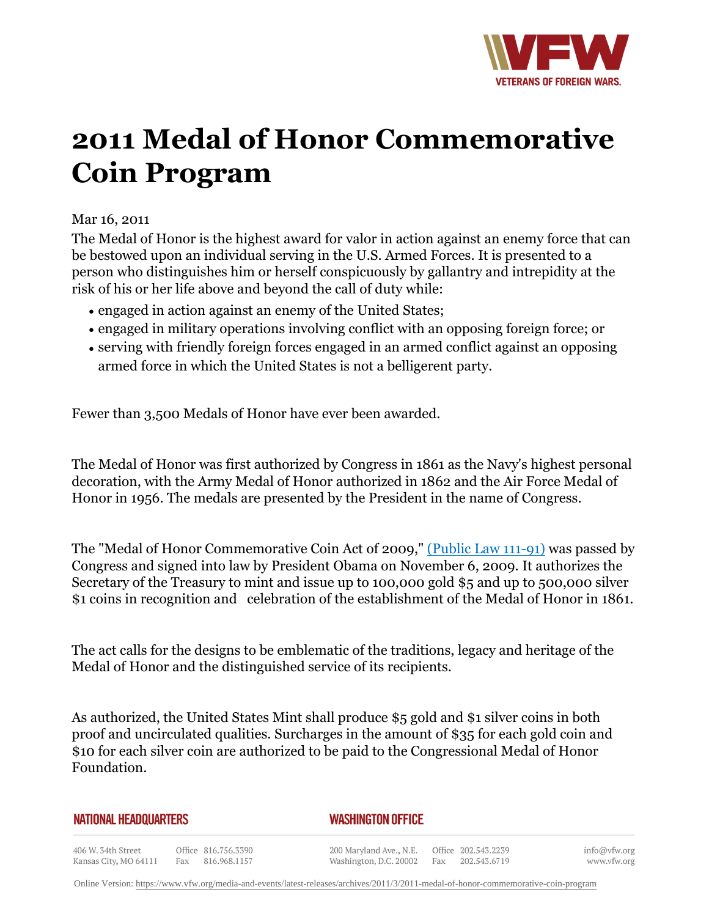# 2011 Medal of Honor Commemorative Coin Program

Mar 16, 2011

The Medal of Honor is the highest award for valor in action against an enemy force that can be bestowed upon an individual serving in the U.S. Armed Forces. It is presented to a person who distinguishes him or herself conspicuously by gallantry and intrepidity at the risk of his or her life above and beyond the call of duty while:

- engaged in action against an enemy of the United States;
- engaged in military operations involving conflict with an opposing foreign force; or
- serving with friendly foreign forces engaged in an armed conflict against an opposing armed force in which the United States is not a belligerent party.

Fewer than 3,500 Medals of Honor have ever been awarded.

The Medal of Honor was first authorized by Congress in 1861 as the Navy's highest personal decoration, with the Army Medal of Honor authorized in 1862 and the Air Force Medal of Honor in 1956. The medals are presented by the President in the name of Congress.

The "Medal of Honor Commemorative Coin Act of 2009," (Public Law 111-91) was passed by Congress and signed into law by President Obama on November 6, 2009. It authorizes the Secretary of the Treasury to mint and issue up to 100,000 gold $5 and up to 500,000 silver $1 coins in recognition and celebration of the establishment of the Medal of Honor in 1861.

The act calls for the designs to be emblematic of the traditions, legacy and heritage of the Medal of Honor and the distinguished service of its recipients.

As authorized, the United States Mint shall produce $5 gold and $1 silver coins in both proof and uncirculated qualities. Surcharges in the amount of $35 for each gold coin and $10 for each silver coin are authorized to be paid to the Congressional Medal of Honor Foundation.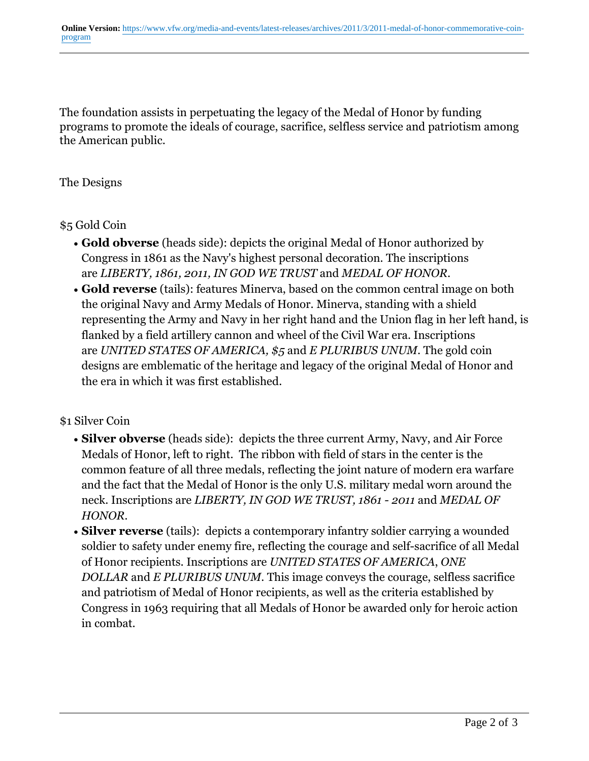The foundation assists in perpetuating the legacy of the Medal of Honor by funding programs to promote the ideals of courage, sacrifice, selfless service and patriotism among the American public.

The Designs

$5 Gold Coin

- **Gold obverse** (heads side): depicts the original Medal of Honor authorized by Congress in 1861 as the Navy's highest personal decoration. The inscriptions are *LIBERTY, 1861, 2011, IN GOD WE TRUST* and *MEDAL OF HONOR*.
- **Gold reverse** (tails): features Minerva, based on the common central image on both the original Navy and Army Medals of Honor. Minerva, standing with a shield representing the Army and Navy in her right hand and the Union flag in her left hand, is flanked by a field artillery cannon and wheel of the Civil War era. Inscriptions are *UNITED STATES OF AMERICA, $5* and *E PLURIBUS UNUM*. The gold coin designs are emblematic of the heritage and legacy of the original Medal of Honor and the era in which it was first established.

$1 Silver Coin

- **Silver obverse** (heads side): depicts the three current Army, Navy, and Air Force Medals of Honor, left to right. The ribbon with field of stars in the center is the common feature of all three medals, reflecting the joint nature of modern era warfare and the fact that the Medal of Honor is the only U.S. military medal worn around the neck. Inscriptions are *LIBERTY, IN GOD WE TRUST, 1861 - 2011* and *MEDAL OF HONOR*.
- **Silver reverse** (tails): depicts a contemporary infantry soldier carrying a wounded soldier to safety under enemy fire, reflecting the courage and self-sacrifice of all Medal of Honor recipients. Inscriptions are *UNITED STATES OF AMERICA*, *ONE DOLLAR* and *E PLURIBUS UNUM*. This image conveys the courage, selfless sacrifice and patriotism of Medal of Honor recipients, as well as the criteria established by Congress in 1963 requiring that all Medals of Honor be awarded only for heroic action in combat.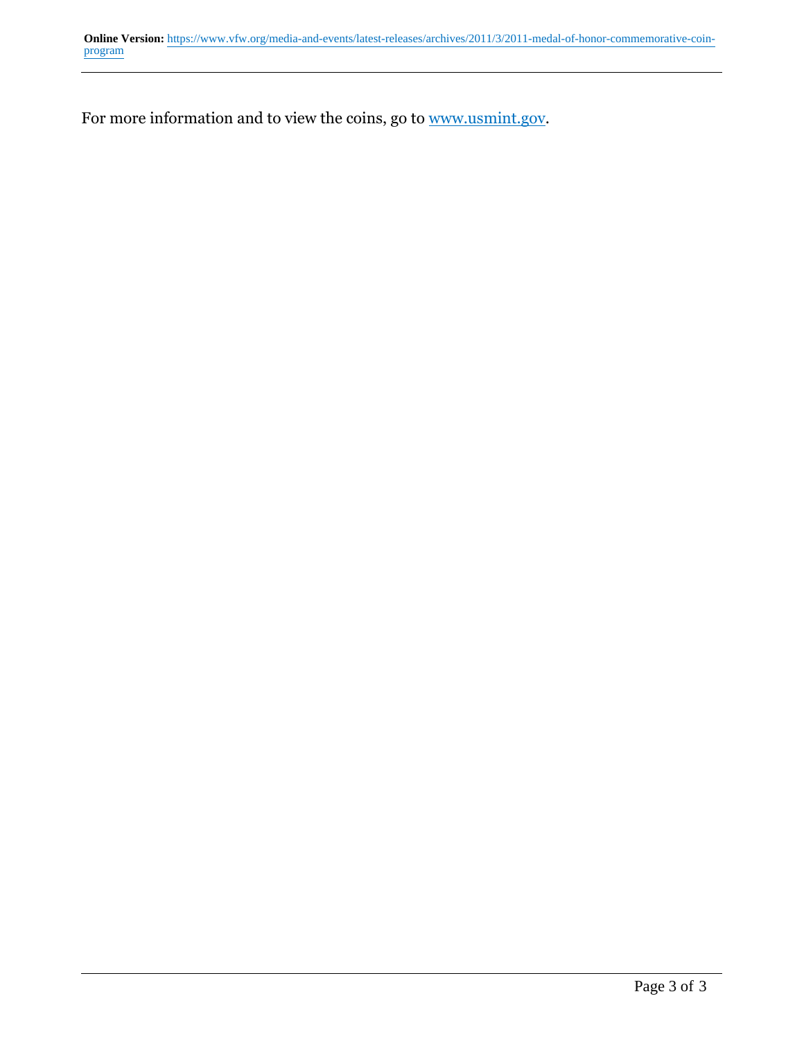For more information and to view the coins, go to [www.usmint.gov](http://www.usmint.gov).